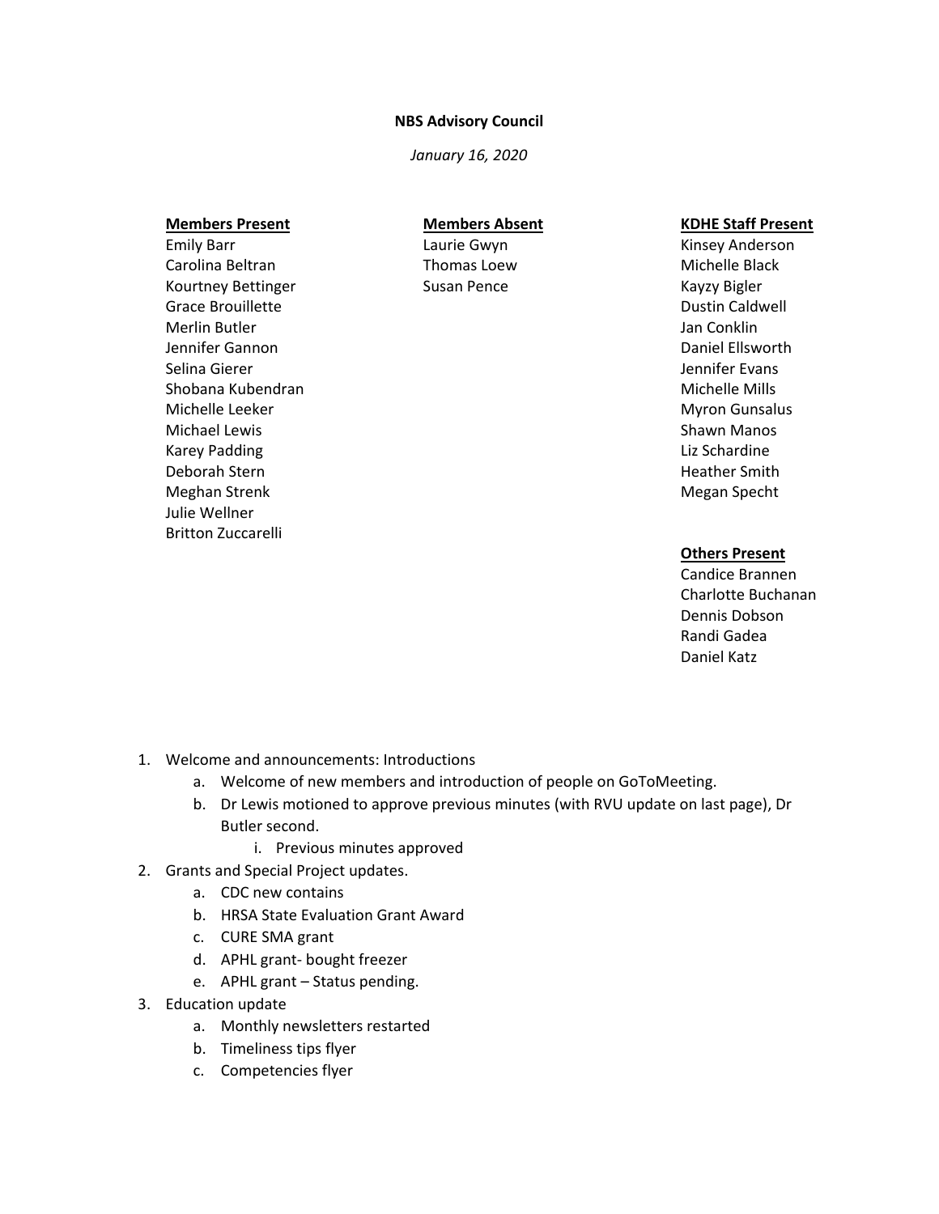**NBS Advisory Council**

*January 16, 2020*

| Members Present | Members Absent | KDHE Staff Present |
| --- | --- | --- |
| Emily Barr | Laurie Gwyn | Kinsey Anderson |
| Carolina Beltran | Thomas Loew | Michelle Black |
| Kourtney Bettinger | Susan Pence | Kayzy Bigler |
| Grace Brouillette | | Dustin Caldwell |
| Merlin Butler | | Jan Conklin |
| Jennifer Gannon | | Daniel Ellsworth |
| Selina Gierer | | Jennifer Evans |
| Shobana Kubendran | | Michelle Mills |
| Michelle Leeker | | Myron Gunsalus |
| Michael Lewis | | Shawn Manos |
| Karey Padding | | Liz Schardine |
| Deborah Stern | | Heather Smith |
| Meghan Strenk | | Megan Specht |
| Julie Wellner | | |
| Britton Zuccarelli | | |

**Others Present**

Candice Brannen
Charlotte Buchanan
Dennis Dobson
Randi Gadea
Daniel Katz

1. Welcome and announcements: Introductions
   a. Welcome of new members and introduction of people on GoToMeeting.
   b. Dr Lewis motioned to approve previous minutes (with RVU update on last page), Dr Butler second.
      i. Previous minutes approved
2. Grants and Special Project updates.
   a. CDC new contains
   b. HRSA State Evaluation Grant Award
   c. CURE SMA grant
   d. APHL grant- bought freezer
   e. APHL grant – Status pending.
3. Education update
   a. Monthly newsletters restarted
   b. Timeliness tips flyer
   c. Competencies flyer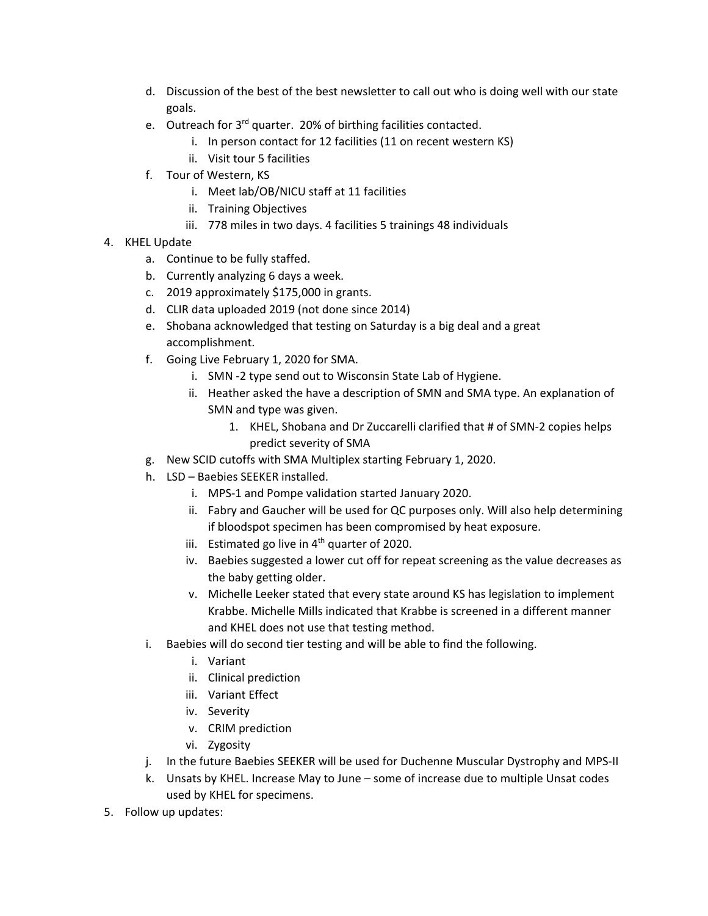d. Discussion of the best of the best newsletter to call out who is doing well with our state goals.
   e. Outreach for 3rd quarter. 20% of birthing facilities contacted.
      i. In person contact for 12 facilities (11 on recent western KS)
      ii. Visit tour 5 facilities
   f. Tour of Western, KS
      i. Meet lab/OB/NICU staff at 11 facilities
      ii. Training Objectives
      iii. 778 miles in two days. 4 facilities 5 trainings 48 individuals
4. KHEL Update
   a. Continue to be fully staffed.
   b. Currently analyzing 6 days a week.
   c. 2019 approximately $175,000 in grants.
   d. CLIR data uploaded 2019 (not done since 2014)
   e. Shobana acknowledged that testing on Saturday is a big deal and a great accomplishment.
   f. Going Live February 1, 2020 for SMA.
      i. SMN -2 type send out to Wisconsin State Lab of Hygiene.
      ii. Heather asked the have a description of SMN and SMA type. An explanation of SMN and type was given.
         1. KHEL, Shobana and Dr Zuccarelli clarified that # of SMN-2 copies helps predict severity of SMA
   g. New SCID cutoffs with SMA Multiplex starting February 1, 2020.
   h. LSD – Baebies SEEKER installed.
      i. MPS-1 and Pompe validation started January 2020.
      ii. Fabry and Gaucher will be used for QC purposes only. Will also help determining if bloodspot specimen has been compromised by heat exposure.
      iii. Estimated go live in 4th quarter of 2020.
      iv. Baebies suggested a lower cut off for repeat screening as the value decreases as the baby getting older.
      v. Michelle Leeker stated that every state around KS has legislation to implement Krabbe. Michelle Mills indicated that Krabbe is screened in a different manner and KHEL does not use that testing method.
   i. Baebies will do second tier testing and will be able to find the following.
      i. Variant
      ii. Clinical prediction
      iii. Variant Effect
      iv. Severity
      v. CRIM prediction
      vi. Zygosity
   j. In the future Baebies SEEKER will be used for Duchenne Muscular Dystrophy and MPS-II
   k. Unsats by KHEL. Increase May to June – some of increase due to multiple Unsat codes used by KHEL for specimens.
5. Follow up updates: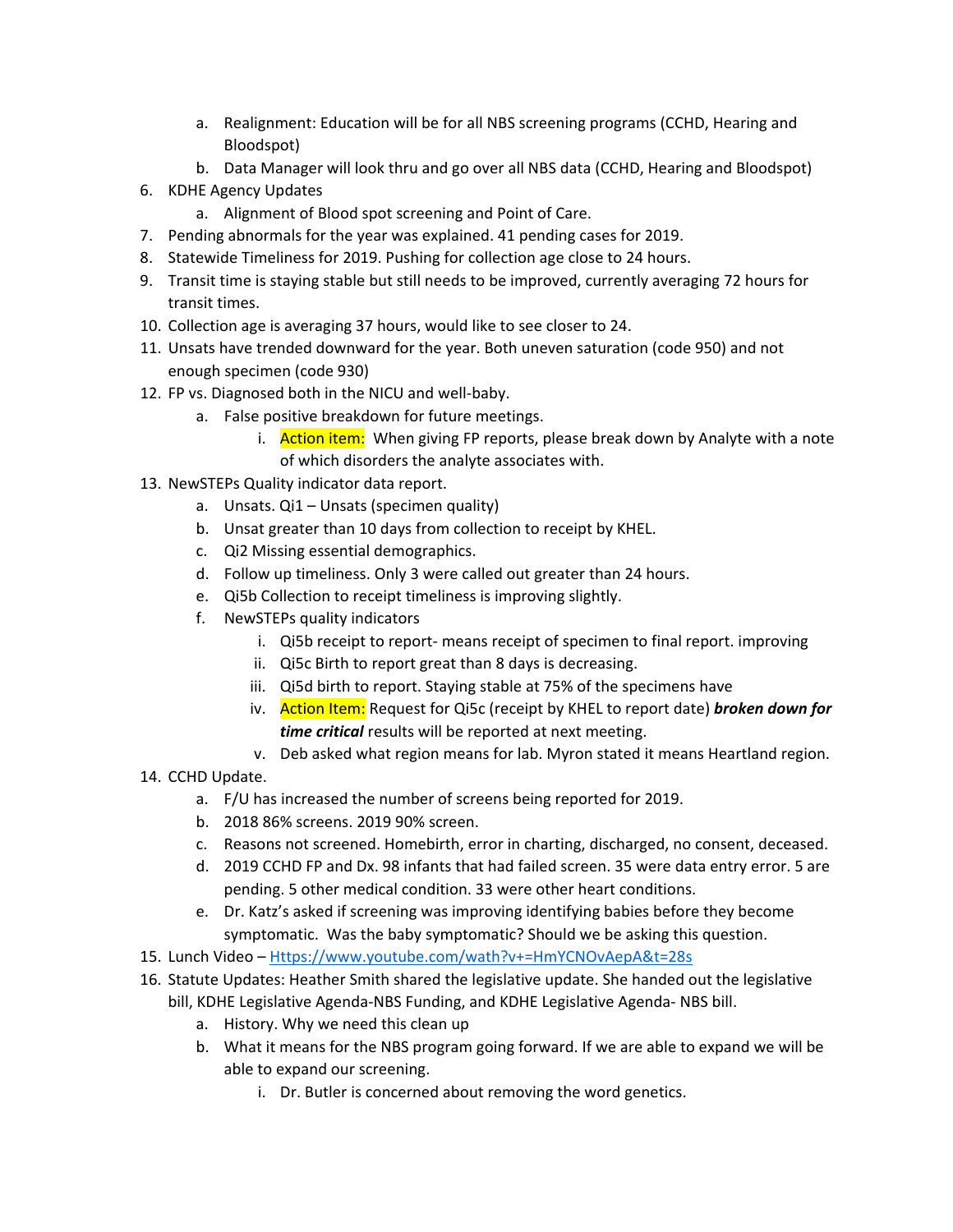a. Realignment: Education will be for all NBS screening programs (CCHD, Hearing and Bloodspot)
   b. Data Manager will look thru and go over all NBS data (CCHD, Hearing and Bloodspot)
6. KDHE Agency Updates
   a. Alignment of Blood spot screening and Point of Care.
7. Pending abnormals for the year was explained. 41 pending cases for 2019.
8. Statewide Timeliness for 2019. Pushing for collection age close to 24 hours.
9. Transit time is staying stable but still needs to be improved, currently averaging 72 hours for transit times.
10. Collection age is averaging 37 hours, would like to see closer to 24.
11. Unsats have trended downward for the year. Both uneven saturation (code 950) and not enough specimen (code 930)
12. FP vs. Diagnosed both in the NICU and well-baby.
    a. False positive breakdown for future meetings.
       i. Action item: When giving FP reports, please break down by Analyte with a note of which disorders the analyte associates with.
13. NewSTEPs Quality indicator data report.
    a. Unsats. Qi1 – Unsats (specimen quality)
    b. Unsat greater than 10 days from collection to receipt by KHEL.
    c. Qi2 Missing essential demographics.
    d. Follow up timeliness. Only 3 were called out greater than 24 hours.
    e. Qi5b Collection to receipt timeliness is improving slightly.
    f. NewSTEPs quality indicators
       i. Qi5b receipt to report- means receipt of specimen to final report. improving
       ii. Qi5c Birth to report great than 8 days is decreasing.
       iii. Qi5d birth to report. Staying stable at 75% of the specimens have
       iv. Action Item: Request for Qi5c (receipt by KHEL to report date) ***broken down for time critical*** results will be reported at next meeting.
       v. Deb asked what region means for lab. Myron stated it means Heartland region.
14. CCHD Update.
    a. F/U has increased the number of screens being reported for 2019.
    b. 2018 86% screens. 2019 90% screen.
    c. Reasons not screened. Homebirth, error in charting, discharged, no consent, deceased.
    d. 2019 CCHD FP and Dx. 98 infants that had failed screen. 35 were data entry error. 5 are pending. 5 other medical condition. 33 were other heart conditions.
    e. Dr. Katz's asked if screening was improving identifying babies before they become symptomatic. Was the baby symptomatic? Should we be asking this question.
15. Lunch Video – [Https://www.youtube.com/wath?v+=HmYCNOvAepA&t=28s](Https://www.youtube.com/wath?v+=HmYCNOvAepA&t=28s)
16. Statute Updates: Heather Smith shared the legislative update. She handed out the legislative bill, KDHE Legislative Agenda-NBS Funding, and KDHE Legislative Agenda- NBS bill.
    a. History. Why we need this clean up
    b. What it means for the NBS program going forward. If we are able to expand we will be able to expand our screening.
       i. Dr. Butler is concerned about removing the word genetics.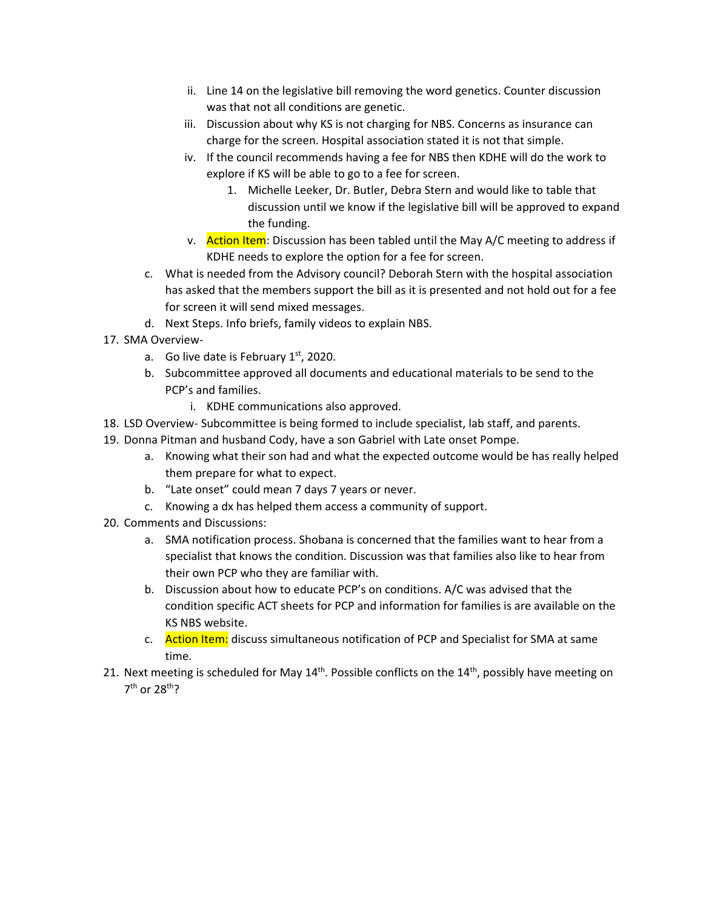ii. Line 14 on the legislative bill removing the word genetics. Counter discussion was that not all conditions are genetic.

iii. Discussion about why KS is not charging for NBS. Concerns as insurance can charge for the screen. Hospital association stated it is not that simple.

iv. If the council recommends having a fee for NBS then KDHE will do the work to explore if KS will be able to go to a fee for screen.

1. Michelle Leeker, Dr. Butler, Debra Stern and would like to table that discussion until we know if the legislative bill will be approved to expand the funding.

v. Action Item: Discussion has been tabled until the May A/C meeting to address if KDHE needs to explore the option for a fee for screen.

c. What is needed from the Advisory council? Deborah Stern with the hospital association has asked that the members support the bill as it is presented and not hold out for a fee for screen it will send mixed messages.

d. Next Steps. Info briefs, family videos to explain NBS.

17. SMA Overview-
    a. Go live date is February 1st, 2020.
    b. Subcommittee approved all documents and educational materials to be send to the PCP's and families.
        i. KDHE communications also approved.
18. LSD Overview- Subcommittee is being formed to include specialist, lab staff, and parents.
19. Donna Pitman and husband Cody, have a son Gabriel with Late onset Pompe.
    a. Knowing what their son had and what the expected outcome would be has really helped them prepare for what to expect.
    b. "Late onset" could mean 7 days 7 years or never.
    c. Knowing a dx has helped them access a community of support.
20. Comments and Discussions:
    a. SMA notification process. Shobana is concerned that the families want to hear from a specialist that knows the condition. Discussion was that families also like to hear from their own PCP who they are familiar with.
    b. Discussion about how to educate PCP's on conditions. A/C was advised that the condition specific ACT sheets for PCP and information for families is are available on the KS NBS website.
    c. Action Item: discuss simultaneous notification of PCP and Specialist for SMA at same time.
21. Next meeting is scheduled for May 14th. Possible conflicts on the 14th, possibly have meeting on 7th or 28th?